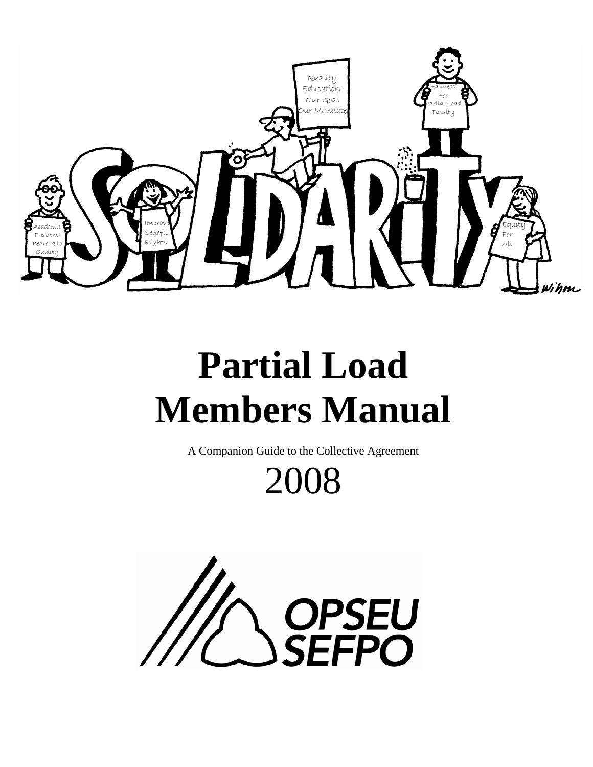# Partial Load Members Manual

A Companion Guide to the Collective Agreement

2008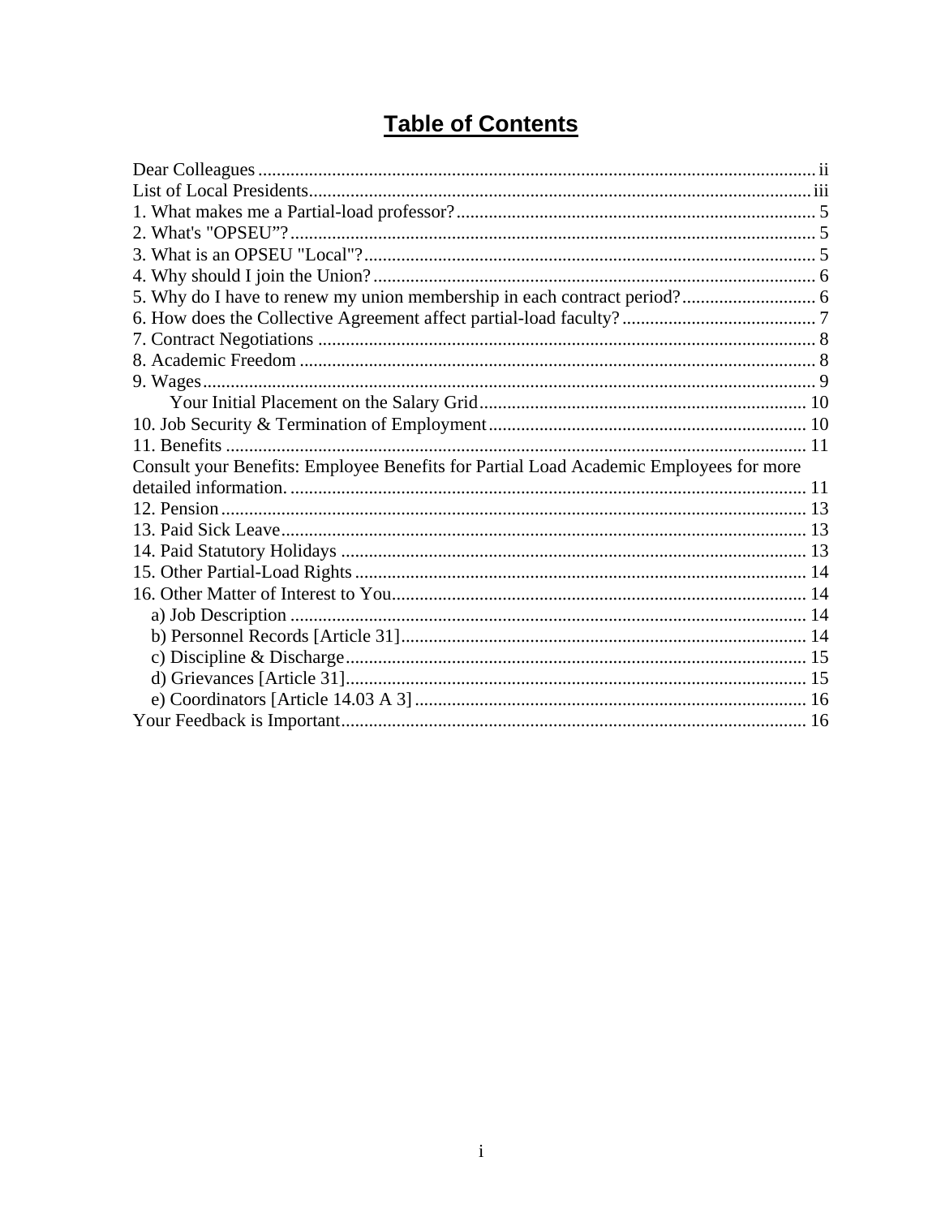# Table of Contents

Dear Colleagues ........................................................................................................ ii
List of Local Presidents............................................................................................ iii
1. What makes me a Partial-load professor?............................................................ 5
2. What's "OPSEU"?................................................................................................. 5
3. What is an OPSEU "Local"?................................................................................. 5
4. Why should I join the Union?............................................................................... 6
5. Why do I have to renew my union membership in each contract period?............ 6
6. How does the Collective Agreement affect partial-load faculty?.......................... 7
7. Contract Negotiations ........................................................................................... 8
8. Academic Freedom ............................................................................................... 8
9. Wages.................................................................................................................... 9
    Your Initial Placement on the Salary Grid........................................................ 10
10. Job Security & Termination of Employment..................................................... 10
11. Benefits ............................................................................................................. 11
Consult your Benefits: Employee Benefits for Partial Load Academic Employees for more detailed information. ............................................................................................. 11
12. Pension.............................................................................................................. 13
13. Paid Sick Leave................................................................................................. 13
14. Paid Statutory Holidays .................................................................................... 13
15. Other Partial-Load Rights ................................................................................. 14
16. Other Matter of Interest to You......................................................................... 14
  a) Job Description ............................................................................................... 14
  b) Personnel Records [Article 31]....................................................................... 14
  c) Discipline & Discharge................................................................................... 15
  d) Grievances [Article 31]................................................................................... 15
  e) Coordinators [Article 14.03 A 3] .................................................................... 16
Your Feedback is Important..................................................................................... 16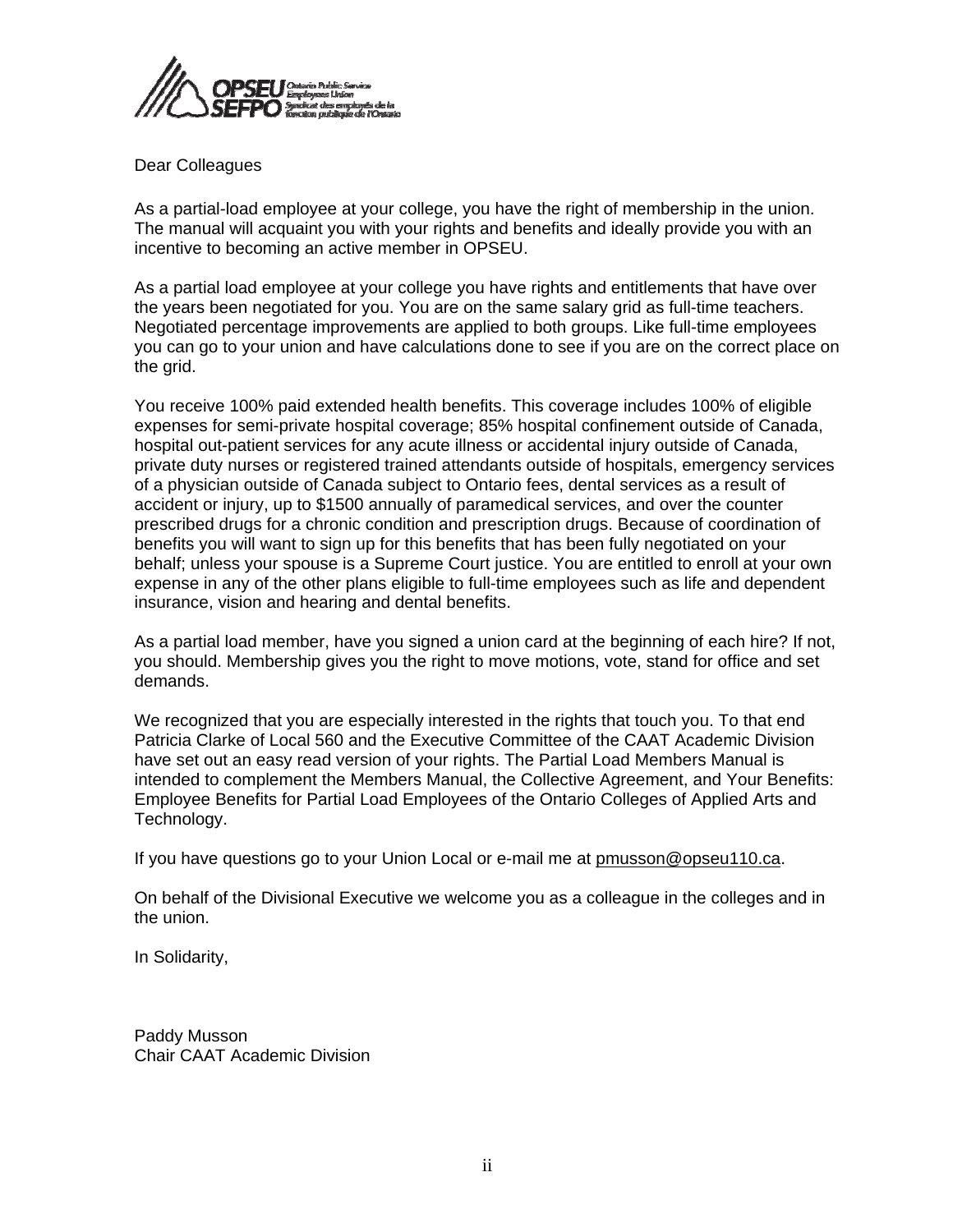Dear Colleagues

As a partial-load employee at your college, you have the right of membership in the union. The manual will acquaint you with your rights and benefits and ideally provide you with an incentive to becoming an active member in OPSEU.

As a partial load employee at your college you have rights and entitlements that have over the years been negotiated for you. You are on the same salary grid as full-time teachers. Negotiated percentage improvements are applied to both groups. Like full-time employees you can go to your union and have calculations done to see if you are on the correct place on the grid.

You receive 100% paid extended health benefits. This coverage includes 100% of eligible expenses for semi-private hospital coverage; 85% hospital confinement outside of Canada, hospital out-patient services for any acute illness or accidental injury outside of Canada, private duty nurses or registered trained attendants outside of hospitals, emergency services of a physician outside of Canada subject to Ontario fees, dental services as a result of accident or injury, up to $1500 annually of paramedical services, and over the counter prescribed drugs for a chronic condition and prescription drugs. Because of coordination of benefits you will want to sign up for this benefits that has been fully negotiated on your behalf; unless your spouse is a Supreme Court justice. You are entitled to enroll at your own expense in any of the other plans eligible to full-time employees such as life and dependent insurance, vision and hearing and dental benefits.

As a partial load member, have you signed a union card at the beginning of each hire? If not, you should. Membership gives you the right to move motions, vote, stand for office and set demands.

We recognized that you are especially interested in the rights that touch you. To that end Patricia Clarke of Local 560 and the Executive Committee of the CAAT Academic Division have set out an easy read version of your rights. The Partial Load Members Manual is intended to complement the Members Manual, the Collective Agreement, and Your Benefits: Employee Benefits for Partial Load Employees of the Ontario Colleges of Applied Arts and Technology.

If you have questions go to your Union Local or e-mail me at pmusson@opseu110.ca.

On behalf of the Divisional Executive we welcome you as a colleague in the colleges and in the union.

In Solidarity,

Paddy Musson
Chair CAAT Academic Division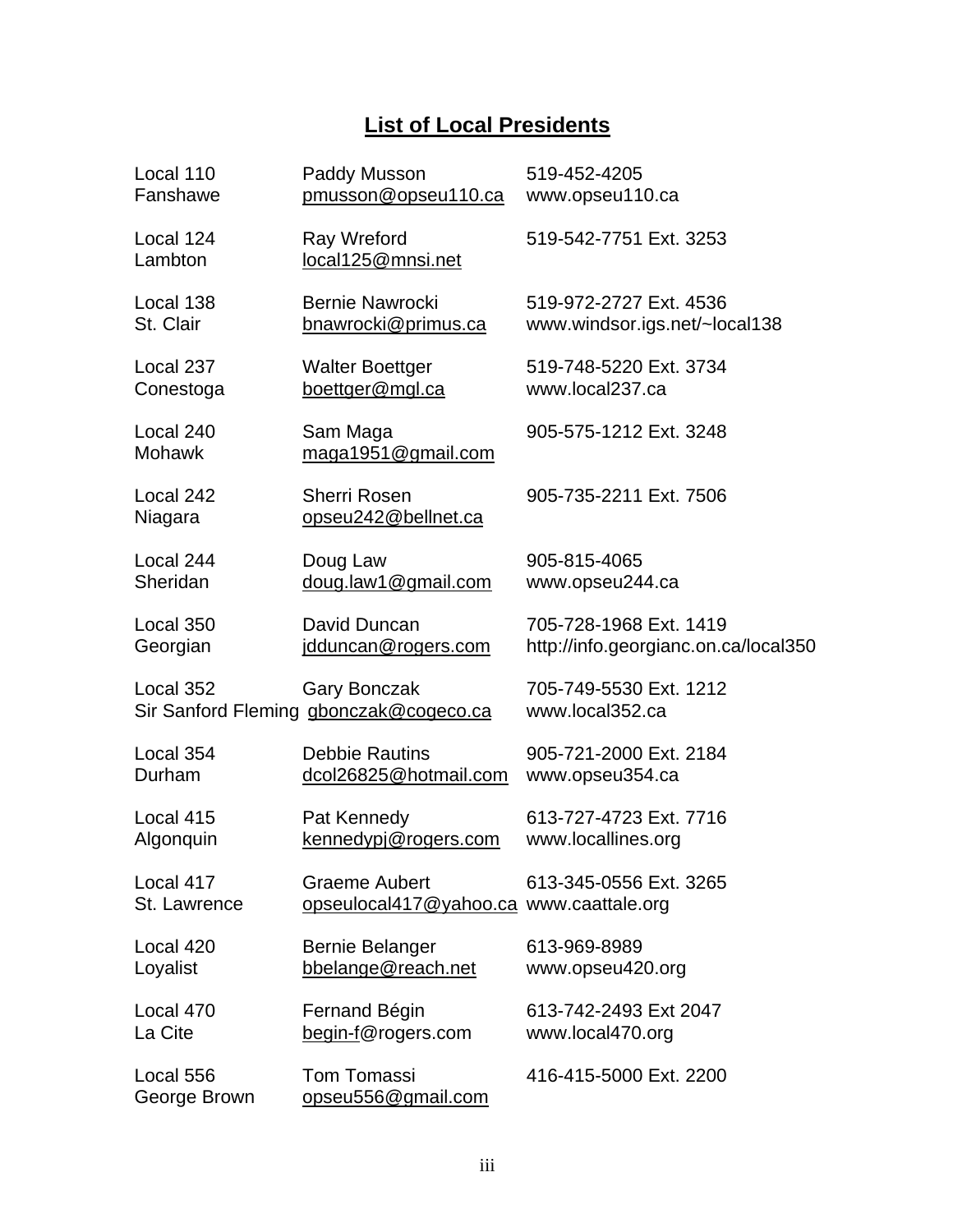## List of Local Presidents

| | | |
|---|---|---|
| Local 110<br>Fanshawe | Paddy Musson<br>pmusson@opseu110.ca | 519-452-4205<br>www.opseu110.ca |
| Local 124<br>Lambton | Ray Wreford<br>local125@mnsi.net | 519-542-7751 Ext. 3253 |
| Local 138<br>St. Clair | Bernie Nawrocki<br>bnawrocki@primus.ca | 519-972-2727 Ext. 4536<br>www.windsor.igs.net/~local138 |
| Local 237<br>Conestoga | Walter Boettger<br>boettger@mgl.ca | 519-748-5220 Ext. 3734<br>www.local237.ca |
| Local 240<br>Mohawk | Sam Maga<br>maga1951@gmail.com | 905-575-1212 Ext. 3248 |
| Local 242<br>Niagara | Sherri Rosen<br>opseu242@bellnet.ca | 905-735-2211 Ext. 7506 |
| Local 244<br>Sheridan | Doug Law<br>doug.law1@gmail.com | 905-815-4065<br>www.opseu244.ca |
| Local 350<br>Georgian | David Duncan<br>jdduncan@rogers.com | 705-728-1968 Ext. 1419<br>http://info.georgianc.on.ca/local350 |
| Local 352<br>Sir Sanford Fleming | Gary Bonczak<br>gbonczak@cogeco.ca | 705-749-5530 Ext. 1212<br>www.local352.ca |
| Local 354<br>Durham | Debbie Rautins<br>dcol26825@hotmail.com | 905-721-2000 Ext. 2184<br>www.opseu354.ca |
| Local 415<br>Algonquin | Pat Kennedy<br>kennedypj@rogers.com | 613-727-4723 Ext. 7716<br>www.locallines.org |
| Local 417<br>St. Lawrence | Graeme Aubert<br>opseulocal417@yahoo.ca | 613-345-0556 Ext. 3265<br>www.caattale.org |
| Local 420<br>Loyalist | Bernie Belanger<br>bbelange@reach.net | 613-969-8989<br>www.opseu420.org |
| Local 470<br>La Cite | Fernand Bégin<br>begin-f@rogers.com | 613-742-2493 Ext 2047<br>www.local470.org |
| Local 556<br>George Brown | Tom Tomassi<br>opseu556@gmail.com | 416-415-5000 Ext. 2200 |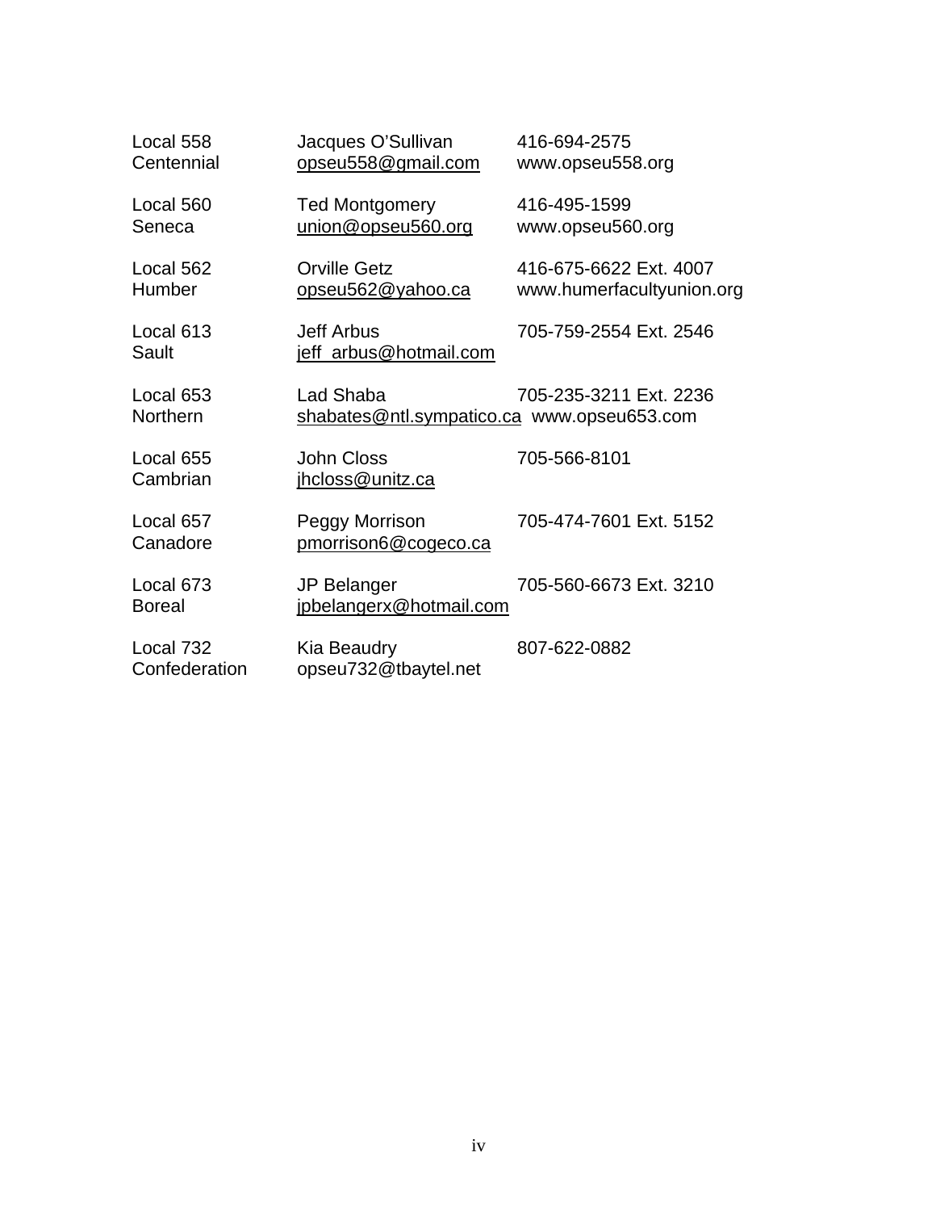| | | |
|---|---|---|
| Local 558<br>Centennial | Jacques O'Sullivan<br>opseu558@gmail.com | 416-694-2575<br>www.opseu558.org |
| Local 560<br>Seneca | Ted Montgomery<br>union@opseu560.org | 416-495-1599<br>www.opseu560.org |
| Local 562<br>Humber | Orville Getz<br>opseu562@yahoo.ca | 416-675-6622 Ext. 4007<br>www.humerfacultyunion.org |
| Local 613<br>Sault | Jeff Arbus<br>jeff_arbus@hotmail.com | 705-759-2554 Ext. 2546 |
| Local 653<br>Northern | Lad Shaba<br>shabates@ntl.sympatico.ca | 705-235-3211 Ext. 2236<br>www.opseu653.com |
| Local 655<br>Cambrian | John Closs<br>jhcloss@unitz.ca | 705-566-8101 |
| Local 657<br>Canadore | Peggy Morrison<br>pmorrison6@cogeco.ca | 705-474-7601 Ext. 5152 |
| Local 673<br>Boreal | JP Belanger<br>jpbelangerx@hotmail.com | 705-560-6673 Ext. 3210 |
| Local 732<br>Confederation | Kia Beaudry<br>opseu732@tbaytel.net | 807-622-0882 |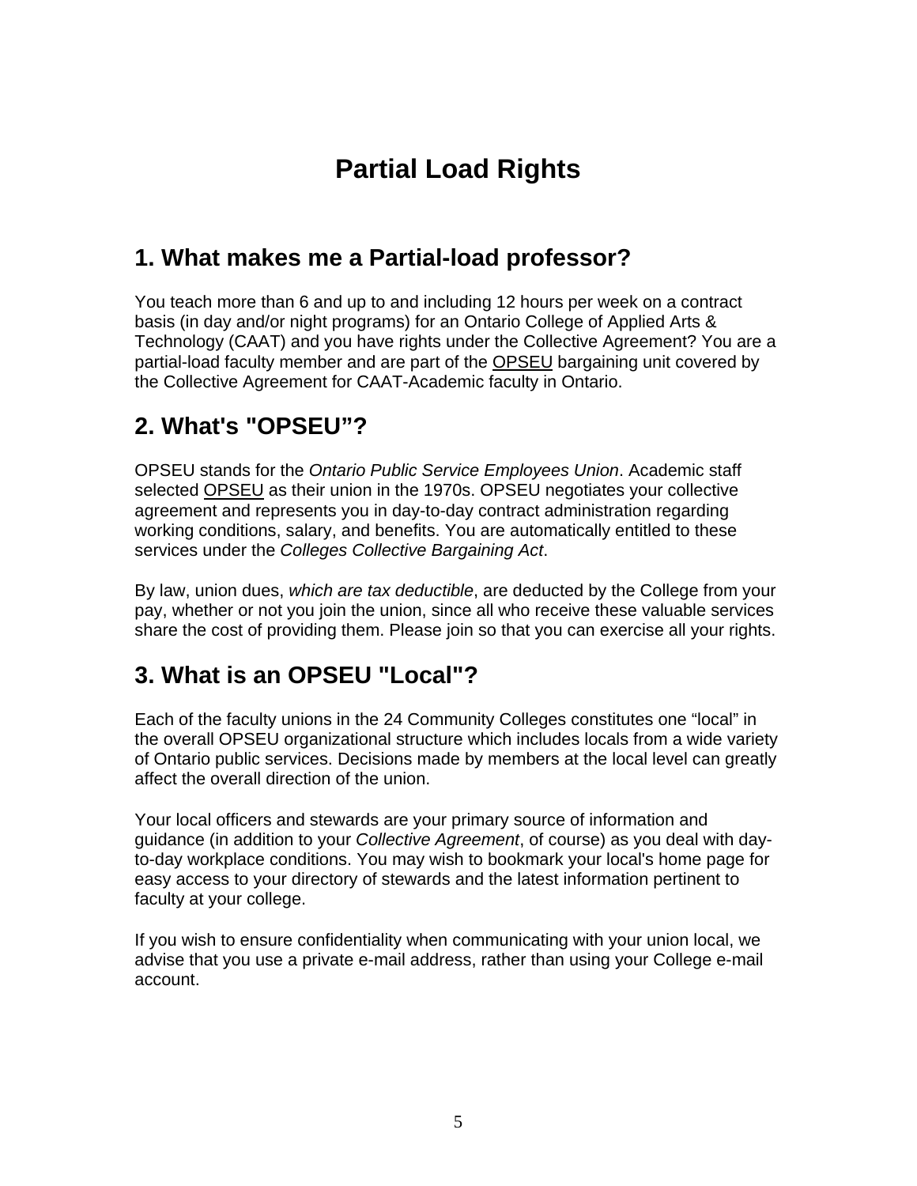# Partial Load Rights

## 1. What makes me a Partial-load professor?

You teach more than 6 and up to and including 12 hours per week on a contract basis (in day and/or night programs) for an Ontario College of Applied Arts & Technology (CAAT) and you have rights under the Collective Agreement? You are a partial-load faculty member and are part of the OPSEU bargaining unit covered by the Collective Agreement for CAAT-Academic faculty in Ontario.

## 2. What's "OPSEU"?

OPSEU stands for the *Ontario Public Service Employees Union*. Academic staff selected OPSEU as their union in the 1970s. OPSEU negotiates your collective agreement and represents you in day-to-day contract administration regarding working conditions, salary, and benefits. You are automatically entitled to these services under the *Colleges Collective Bargaining Act*.

By law, union dues, *which are tax deductible*, are deducted by the College from your pay, whether or not you join the union, since all who receive these valuable services share the cost of providing them. Please join so that you can exercise all your rights.

## 3. What is an OPSEU "Local"?

Each of the faculty unions in the 24 Community Colleges constitutes one "local" in the overall OPSEU organizational structure which includes locals from a wide variety of Ontario public services. Decisions made by members at the local level can greatly affect the overall direction of the union.

Your local officers and stewards are your primary source of information and guidance (in addition to your *Collective Agreement*, of course) as you deal with day-to-day workplace conditions. You may wish to bookmark your local's home page for easy access to your directory of stewards and the latest information pertinent to faculty at your college.

If you wish to ensure confidentiality when communicating with your union local, we advise that you use a private e-mail address, rather than using your College e-mail account.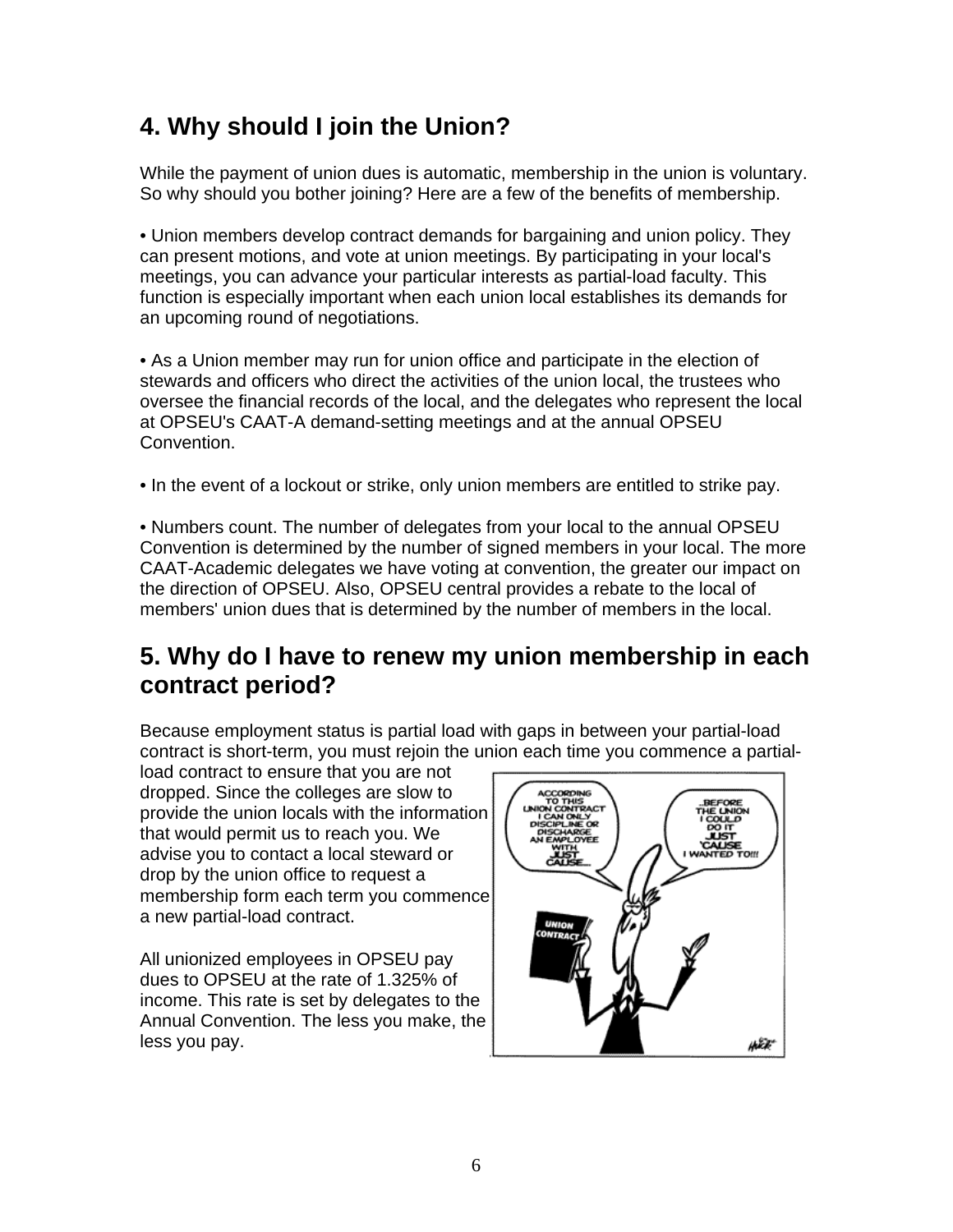## 4. Why should I join the Union?

While the payment of union dues is automatic, membership in the union is voluntary. So why should you bother joining? Here are a few of the benefits of membership.

• Union members develop contract demands for bargaining and union policy. They can present motions, and vote at union meetings. By participating in your local's meetings, you can advance your particular interests as partial-load faculty. This function is especially important when each union local establishes its demands for an upcoming round of negotiations.

• As a Union member may run for union office and participate in the election of stewards and officers who direct the activities of the union local, the trustees who oversee the financial records of the local, and the delegates who represent the local at OPSEU's CAAT-A demand-setting meetings and at the annual OPSEU Convention.

• In the event of a lockout or strike, only union members are entitled to strike pay.

• Numbers count. The number of delegates from your local to the annual OPSEU Convention is determined by the number of signed members in your local. The more CAAT-Academic delegates we have voting at convention, the greater our impact on the direction of OPSEU. Also, OPSEU central provides a rebate to the local of members' union dues that is determined by the number of members in the local.

## 5. Why do I have to renew my union membership in each contract period?

Because employment status is partial load with gaps in between your partial-load contract is short-term, you must rejoin the union each time you commence a partial-load contract to ensure that you are not dropped. Since the colleges are slow to provide the union locals with the information that would permit us to reach you. We advise you to contact a local steward or drop by the union office to request a membership form each term you commence a new partial-load contract.

All unionized employees in OPSEU pay dues to OPSEU at the rate of 1.325% of income. This rate is set by delegates to the Annual Convention. The less you make, the less you pay.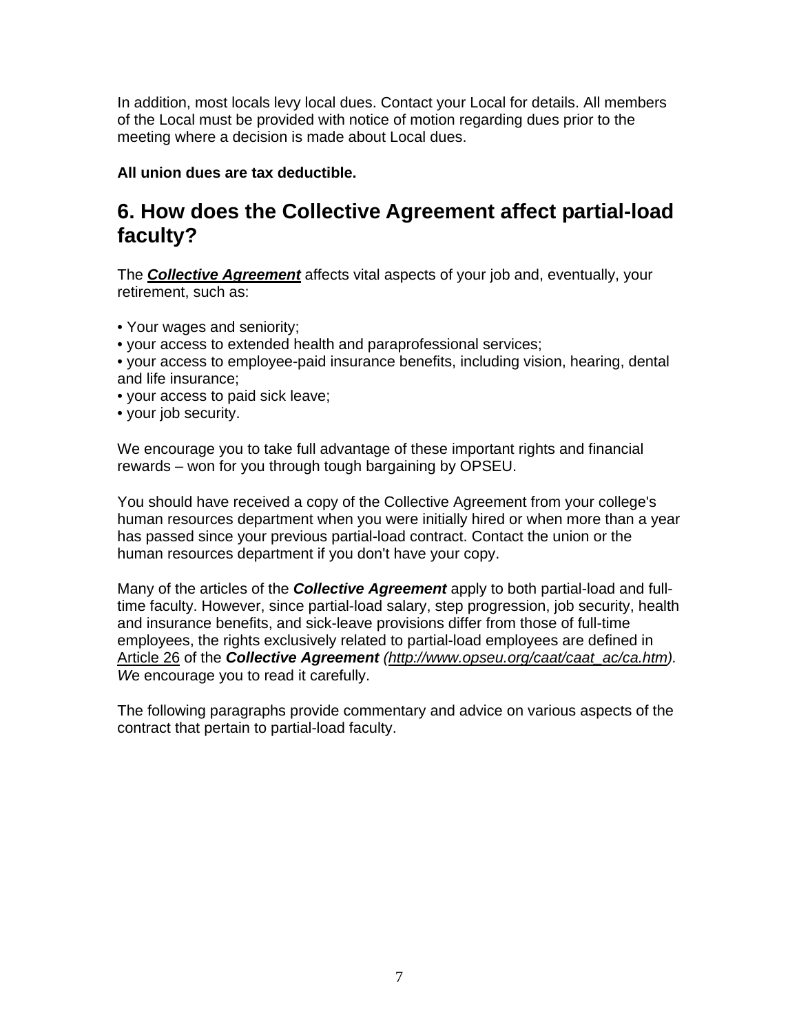In addition, most locals levy local dues. Contact your Local for details. All members of the Local must be provided with notice of motion regarding dues prior to the meeting where a decision is made about Local dues.

**All union dues are tax deductible.**

## 6. How does the Collective Agreement affect partial-load faculty?

The ***Collective Agreement*** affects vital aspects of your job and, eventually, your retirement, such as:

- Your wages and seniority;
- your access to extended health and paraprofessional services;
- your access to employee-paid insurance benefits, including vision, hearing, dental and life insurance;
- your access to paid sick leave;
- your job security.

We encourage you to take full advantage of these important rights and financial rewards – won for you through tough bargaining by OPSEU.

You should have received a copy of the Collective Agreement from your college's human resources department when you were initially hired or when more than a year has passed since your previous partial-load contract. Contact the union or the human resources department if you don't have your copy.

Many of the articles of the ***Collective Agreement*** apply to both partial-load and full-time faculty. However, since partial-load salary, step progression, job security, health and insurance benefits, and sick-leave provisions differ from those of full-time employees, the rights exclusively related to partial-load employees are defined in Article 26 of the ***Collective Agreement*** *(http://www.opseu.org/caat/caat_ac/ca.htm). W*e encourage you to read it carefully.

The following paragraphs provide commentary and advice on various aspects of the contract that pertain to partial-load faculty.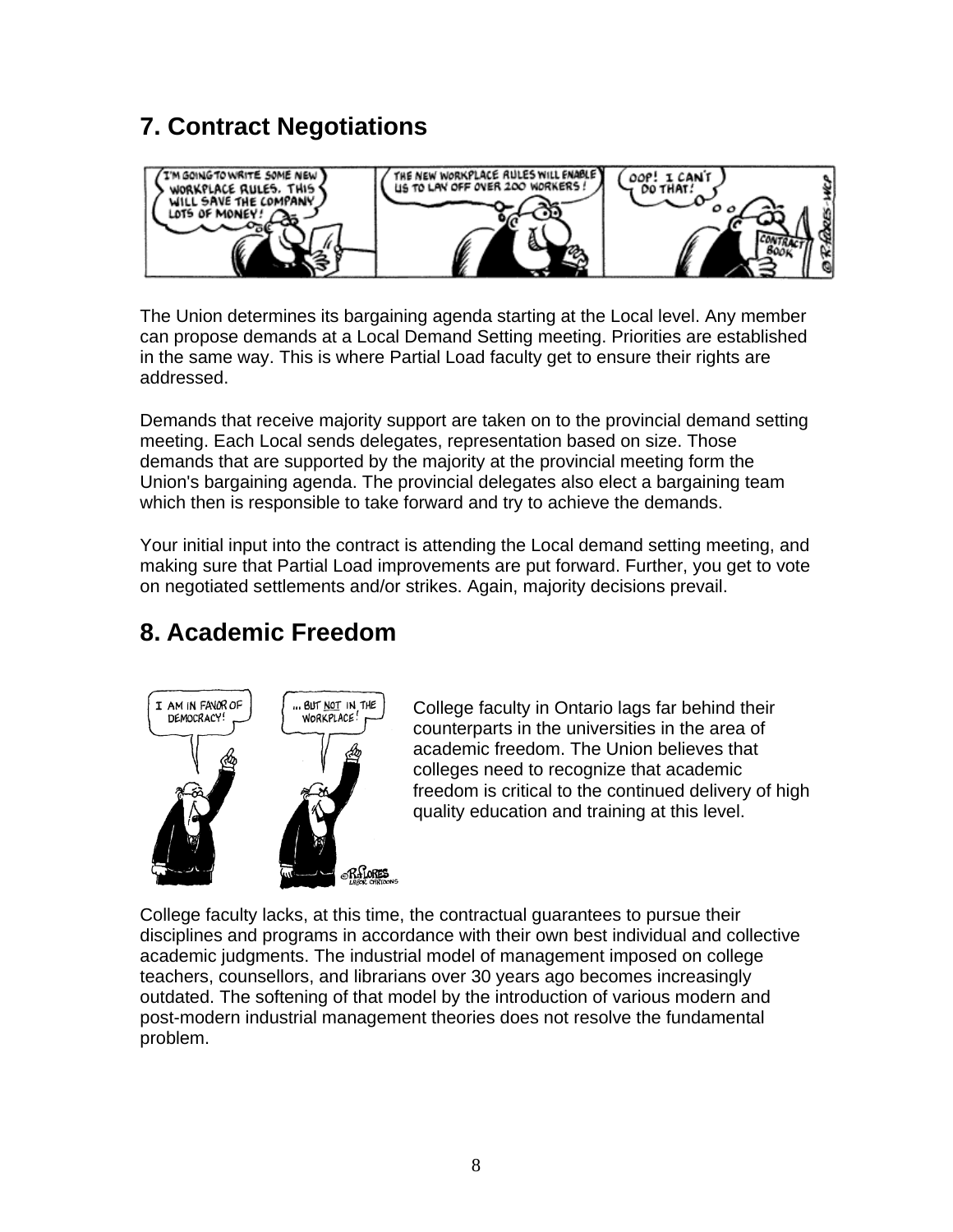## 7. Contract Negotiations

The Union determines its bargaining agenda starting at the Local level. Any member can propose demands at a Local Demand Setting meeting. Priorities are established in the same way. This is where Partial Load faculty get to ensure their rights are addressed.

Demands that receive majority support are taken on to the provincial demand setting meeting. Each Local sends delegates, representation based on size. Those demands that are supported by the majority at the provincial meeting form the Union's bargaining agenda. The provincial delegates also elect a bargaining team which then is responsible to take forward and try to achieve the demands.

Your initial input into the contract is attending the Local demand setting meeting, and making sure that Partial Load improvements are put forward. Further, you get to vote on negotiated settlements and/or strikes. Again, majority decisions prevail.

## 8. Academic Freedom

College faculty in Ontario lags far behind their counterparts in the universities in the area of academic freedom. The Union believes that colleges need to recognize that academic freedom is critical to the continued delivery of high quality education and training at this level.

College faculty lacks, at this time, the contractual guarantees to pursue their disciplines and programs in accordance with their own best individual and collective academic judgments. The industrial model of management imposed on college teachers, counsellors, and librarians over 30 years ago becomes increasingly outdated. The softening of that model by the introduction of various modern and post-modern industrial management theories does not resolve the fundamental problem.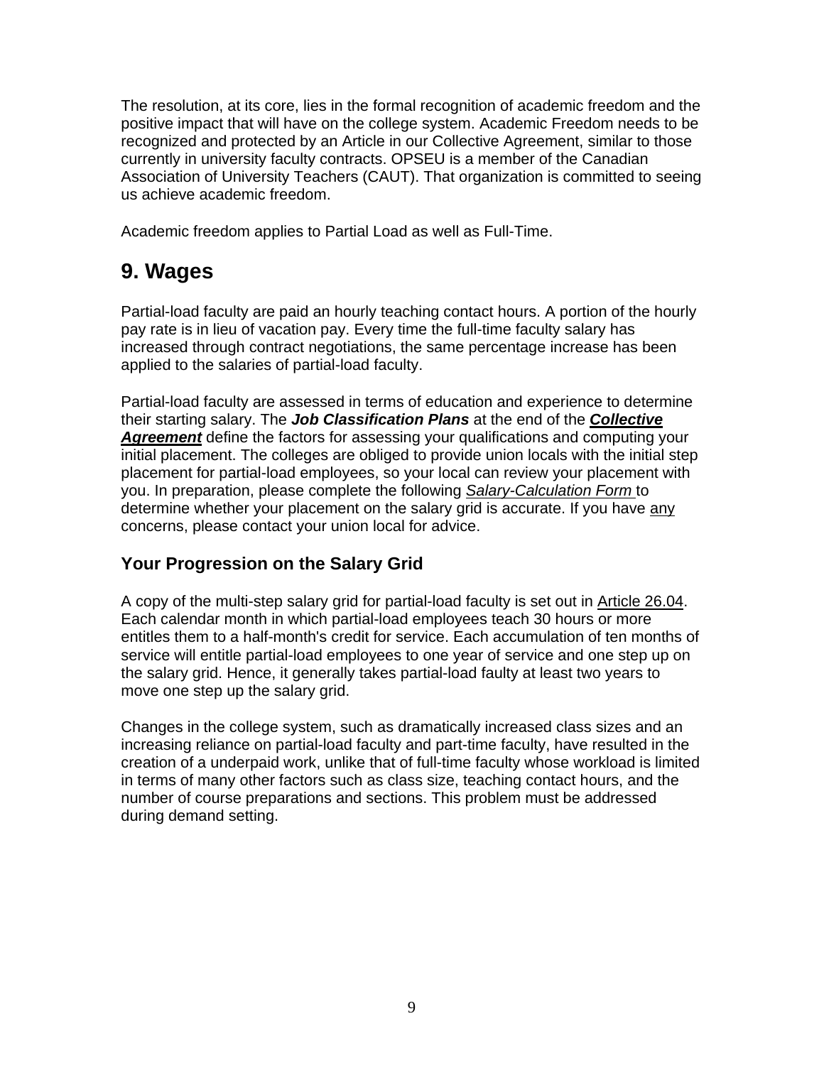The resolution, at its core, lies in the formal recognition of academic freedom and the positive impact that will have on the college system. Academic Freedom needs to be recognized and protected by an Article in our Collective Agreement, similar to those currently in university faculty contracts. OPSEU is a member of the Canadian Association of University Teachers (CAUT). That organization is committed to seeing us achieve academic freedom.

Academic freedom applies to Partial Load as well as Full-Time.

## 9. Wages

Partial-load faculty are paid an hourly teaching contact hours. A portion of the hourly pay rate is in lieu of vacation pay. Every time the full-time faculty salary has increased through contract negotiations, the same percentage increase has been applied to the salaries of partial-load faculty.

Partial-load faculty are assessed in terms of education and experience to determine their starting salary. The ***Job Classification Plans*** at the end of the ***Collective Agreement*** define the factors for assessing your qualifications and computing your initial placement. The colleges are obliged to provide union locals with the initial step placement for partial-load employees, so your local can review your placement with you. In preparation, please complete the following *Salary-Calculation Form* to determine whether your placement on the salary grid is accurate. If you have any concerns, please contact your union local for advice.

### Your Progression on the Salary Grid

A copy of the multi-step salary grid for partial-load faculty is set out in Article 26.04. Each calendar month in which partial-load employees teach 30 hours or more entitles them to a half-month's credit for service. Each accumulation of ten months of service will entitle partial-load employees to one year of service and one step up on the salary grid. Hence, it generally takes partial-load faulty at least two years to move one step up the salary grid.

Changes in the college system, such as dramatically increased class sizes and an increasing reliance on partial-load faculty and part-time faculty, have resulted in the creation of a underpaid work, unlike that of full-time faculty whose workload is limited in terms of many other factors such as class size, teaching contact hours, and the number of course preparations and sections. This problem must be addressed during demand setting.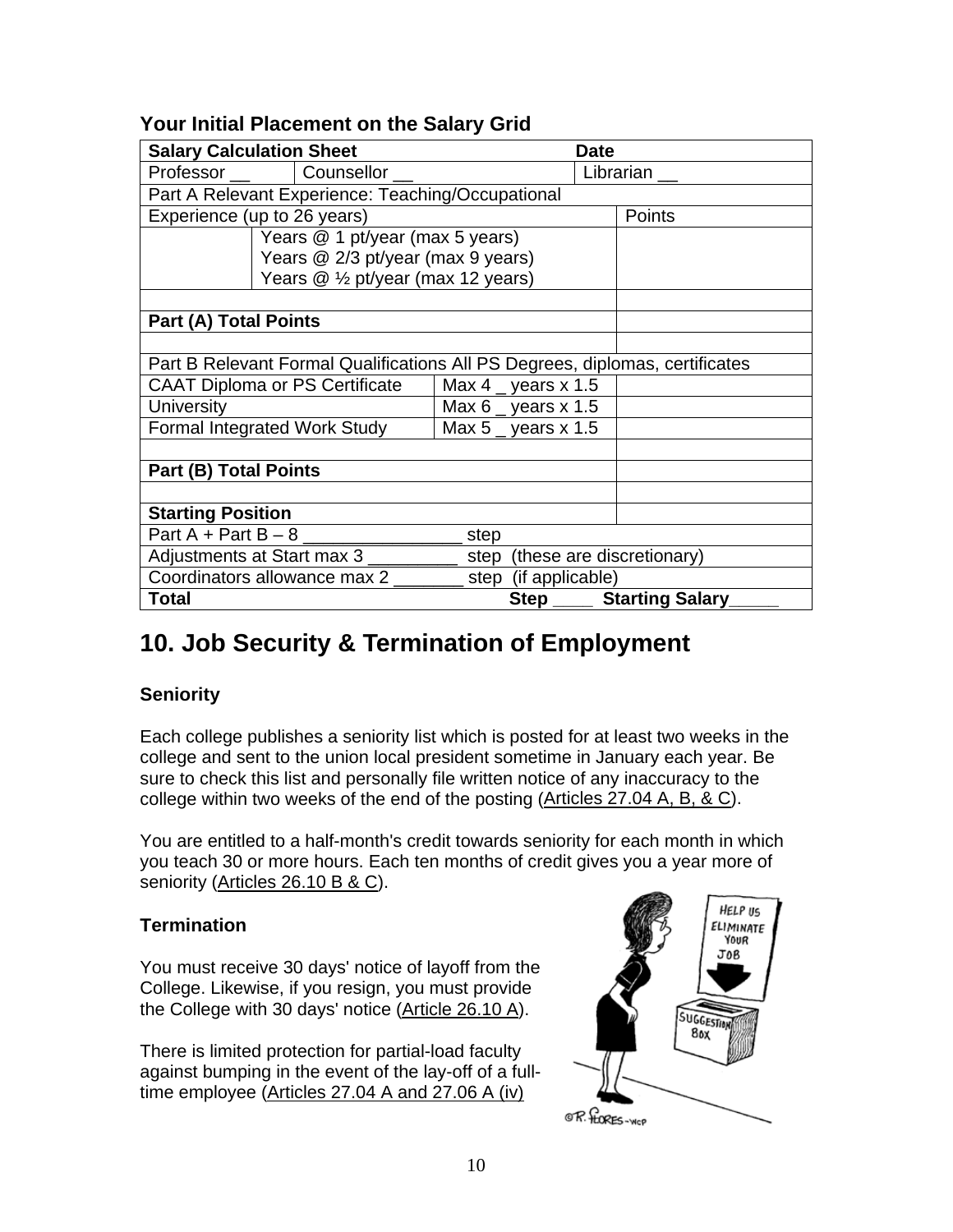### Your Initial Placement on the Salary Grid

| **Salary Calculation Sheet** | | | **Date** |
|---|---|---|---|
| Professor __ | Counsellor __ | | Librarian __ |
| Part A Relevant Experience: Teaching/Occupational | | | |
| Experience (up to 26 years) | | | Points |
| | Years @ 1 pt/year (max 5 years)<br>Years @ 2/3 pt/year (max 9 years)<br>Years @ ½ pt/year (max 12 years) | | |
| | | | |
| **Part (A) Total Points** | | | |
| | | | |
| Part B Relevant Formal Qualifications All PS Degrees, diplomas, certificates | | | |
| CAAT Diploma or PS Certificate | | Max 4 _ years x 1.5 | |
| University | | Max 6 _ years x 1.5 | |
| Formal Integrated Work Study | | Max 5 _ years x 1.5 | |
| | | | |
| **Part (B) Total Points** | | | |
| | | | |
| **Starting Position** | | | |
| Part A + Part B – 8 ________________ step | | | |
| Adjustments at Start max 3 _________ step (these are discretionary) | | | |
| Coordinators allowance max 2 _______ step (if applicable) | | | |
| **Total** | | **Step ____** | **Starting Salary_____** |

## 10. Job Security & Termination of Employment

### Seniority

Each college publishes a seniority list which is posted for at least two weeks in the college and sent to the union local president sometime in January each year. Be sure to check this list and personally file written notice of any inaccuracy to the college within two weeks of the end of the posting (Articles 27.04 A, B, & C).

You are entitled to a half-month's credit towards seniority for each month in which you teach 30 or more hours. Each ten months of credit gives you a year more of seniority (Articles 26.10 B & C).

### Termination

You must receive 30 days' notice of layoff from the College. Likewise, if you resign, you must provide the College with 30 days' notice (Article 26.10 A).

There is limited protection for partial-load faculty against bumping in the event of the lay-off of a full-time employee (Articles 27.04 A and 27.06 A (iv)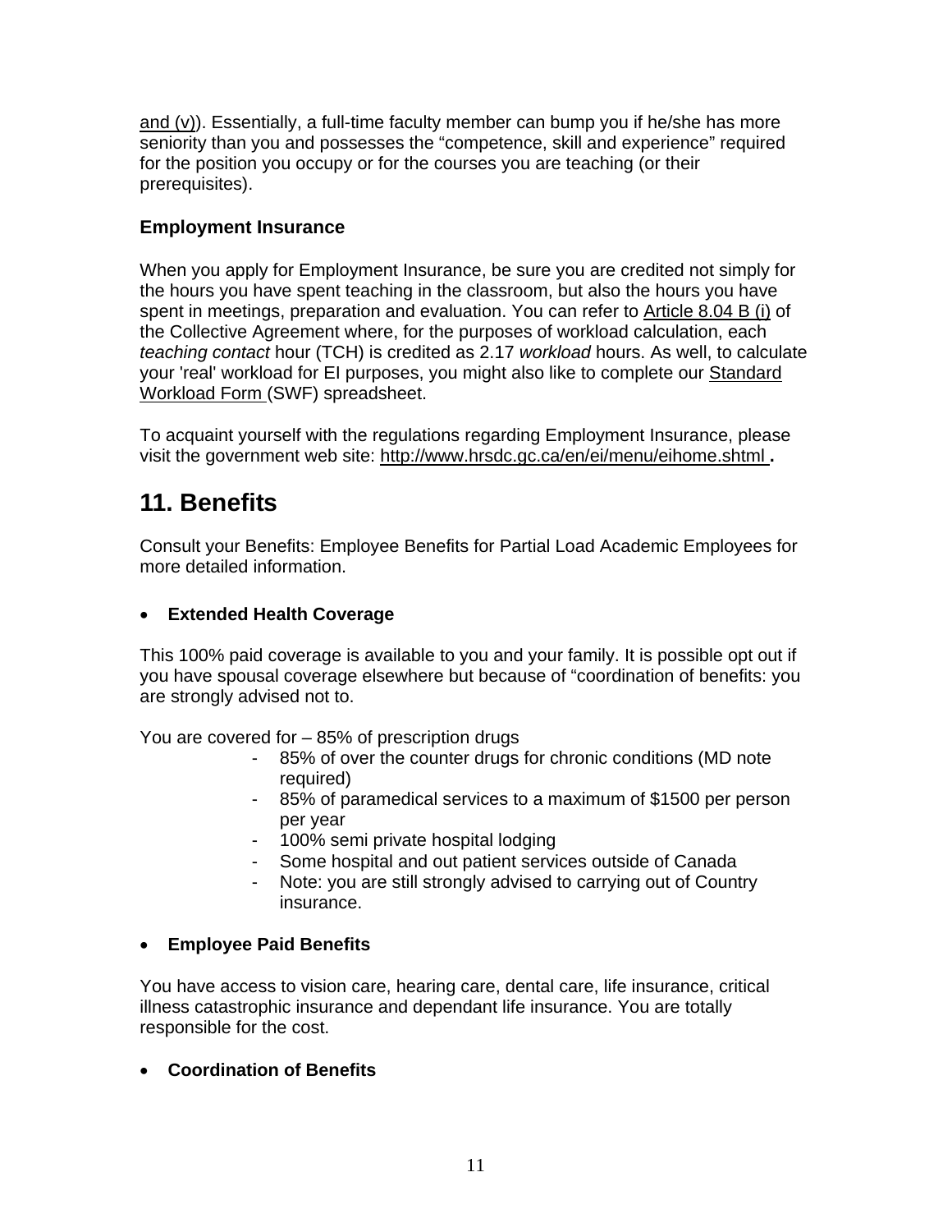and (v)). Essentially, a full-time faculty member can bump you if he/she has more seniority than you and possesses the "competence, skill and experience" required for the position you occupy or for the courses you are teaching (or their prerequisites).

### Employment Insurance

When you apply for Employment Insurance, be sure you are credited not simply for the hours you have spent teaching in the classroom, but also the hours you have spent in meetings, preparation and evaluation. You can refer to Article 8.04 B (i) of the Collective Agreement where, for the purposes of workload calculation, each *teaching contact* hour (TCH) is credited as 2.17 *workload* hours. As well, to calculate your 'real' workload for EI purposes, you might also like to complete our Standard Workload Form (SWF) spreadsheet.

To acquaint yourself with the regulations regarding Employment Insurance, please visit the government web site: http://www.hrsdc.gc.ca/en/ei/menu/eihome.shtml **.**

## 11. Benefits

Consult your Benefits: Employee Benefits for Partial Load Academic Employees for more detailed information.

- **Extended Health Coverage**

This 100% paid coverage is available to you and your family. It is possible opt out if you have spousal coverage elsewhere but because of "coordination of benefits: you are strongly advised not to.

You are covered for – 85% of prescription drugs

- 85% of over the counter drugs for chronic conditions (MD note required)
- 85% of paramedical services to a maximum of $1500 per person per year
- 100% semi private hospital lodging
- Some hospital and out patient services outside of Canada
- Note: you are still strongly advised to carrying out of Country insurance.

- **Employee Paid Benefits**

You have access to vision care, hearing care, dental care, life insurance, critical illness catastrophic insurance and dependant life insurance. You are totally responsible for the cost.

- **Coordination of Benefits**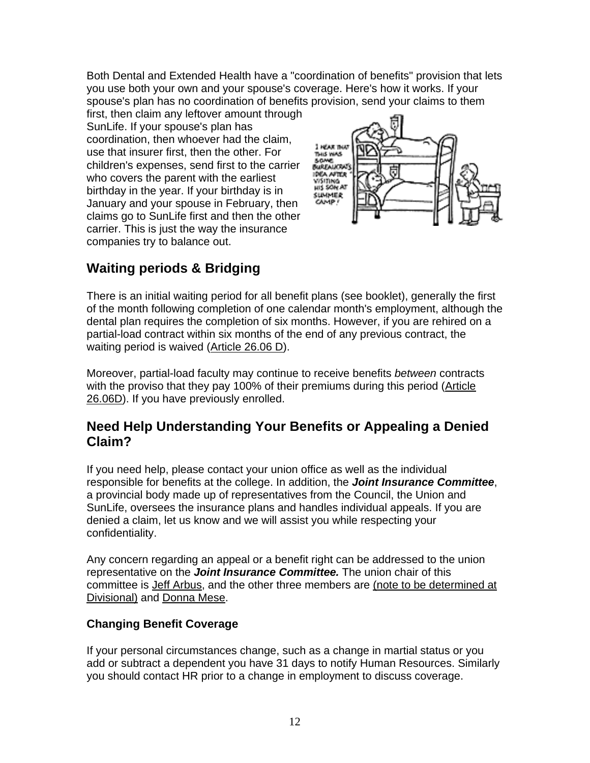Both Dental and Extended Health have a "coordination of benefits" provision that lets you use both your own and your spouse's coverage. Here's how it works. If your spouse's plan has no coordination of benefits provision, send your claims to them first, then claim any leftover amount through SunLife. If your spouse's plan has coordination, then whoever had the claim, use that insurer first, then the other. For children's expenses, send first to the carrier who covers the parent with the earliest birthday in the year. If your birthday is in January and your spouse in February, then claims go to SunLife first and then the other carrier. This is just the way the insurance companies try to balance out.

## Waiting periods & Bridging

There is an initial waiting period for all benefit plans (see booklet), generally the first of the month following completion of one calendar month's employment, although the dental plan requires the completion of six months. However, if you are rehired on a partial-load contract within six months of the end of any previous contract, the waiting period is waived (Article 26.06 D).

Moreover, partial-load faculty may continue to receive benefits *between* contracts with the proviso that they pay 100% of their premiums during this period (Article 26.06D). If you have previously enrolled.

## Need Help Understanding Your Benefits or Appealing a Denied Claim?

If you need help, please contact your union office as well as the individual responsible for benefits at the college. In addition, the ***Joint Insurance Committee***, a provincial body made up of representatives from the Council, the Union and SunLife, oversees the insurance plans and handles individual appeals. If you are denied a claim, let us know and we will assist you while respecting your confidentiality.

Any concern regarding an appeal or a benefit right can be addressed to the union representative on the ***Joint Insurance Committee.*** The union chair of this committee is Jeff Arbus, and the other three members are (note to be determined at Divisional) and Donna Mese.

### Changing Benefit Coverage

If your personal circumstances change, such as a change in martial status or you add or subtract a dependent you have 31 days to notify Human Resources. Similarly you should contact HR prior to a change in employment to discuss coverage.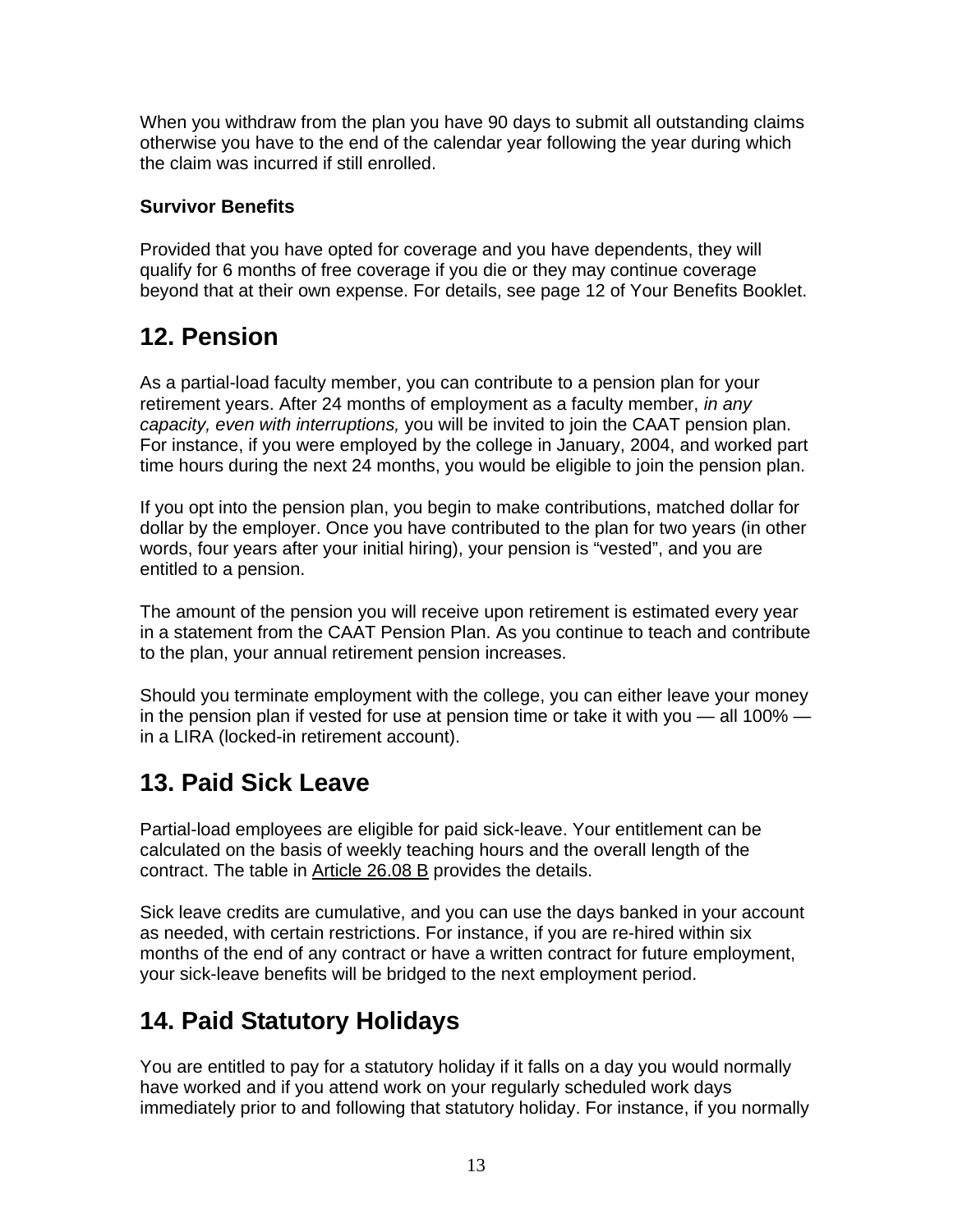When you withdraw from the plan you have 90 days to submit all outstanding claims otherwise you have to the end of the calendar year following the year during which the claim was incurred if still enrolled.

**Survivor Benefits**

Provided that you have opted for coverage and you have dependents, they will qualify for 6 months of free coverage if you die or they may continue coverage beyond that at their own expense. For details, see page 12 of Your Benefits Booklet.

## 12. Pension

As a partial-load faculty member, you can contribute to a pension plan for your retirement years. After 24 months of employment as a faculty member, *in any capacity, even with interruptions,* you will be invited to join the CAAT pension plan. For instance, if you were employed by the college in January, 2004, and worked part time hours during the next 24 months, you would be eligible to join the pension plan.

If you opt into the pension plan, you begin to make contributions, matched dollar for dollar by the employer. Once you have contributed to the plan for two years (in other words, four years after your initial hiring), your pension is "vested", and you are entitled to a pension.

The amount of the pension you will receive upon retirement is estimated every year in a statement from the CAAT Pension Plan. As you continue to teach and contribute to the plan, your annual retirement pension increases.

Should you terminate employment with the college, you can either leave your money in the pension plan if vested for use at pension time or take it with you — all 100% — in a LIRA (locked-in retirement account).

## 13. Paid Sick Leave

Partial-load employees are eligible for paid sick-leave. Your entitlement can be calculated on the basis of weekly teaching hours and the overall length of the contract. The table in Article 26.08 B provides the details.

Sick leave credits are cumulative, and you can use the days banked in your account as needed, with certain restrictions. For instance, if you are re-hired within six months of the end of any contract or have a written contract for future employment, your sick-leave benefits will be bridged to the next employment period.

## 14. Paid Statutory Holidays

You are entitled to pay for a statutory holiday if it falls on a day you would normally have worked and if you attend work on your regularly scheduled work days immediately prior to and following that statutory holiday. For instance, if you normally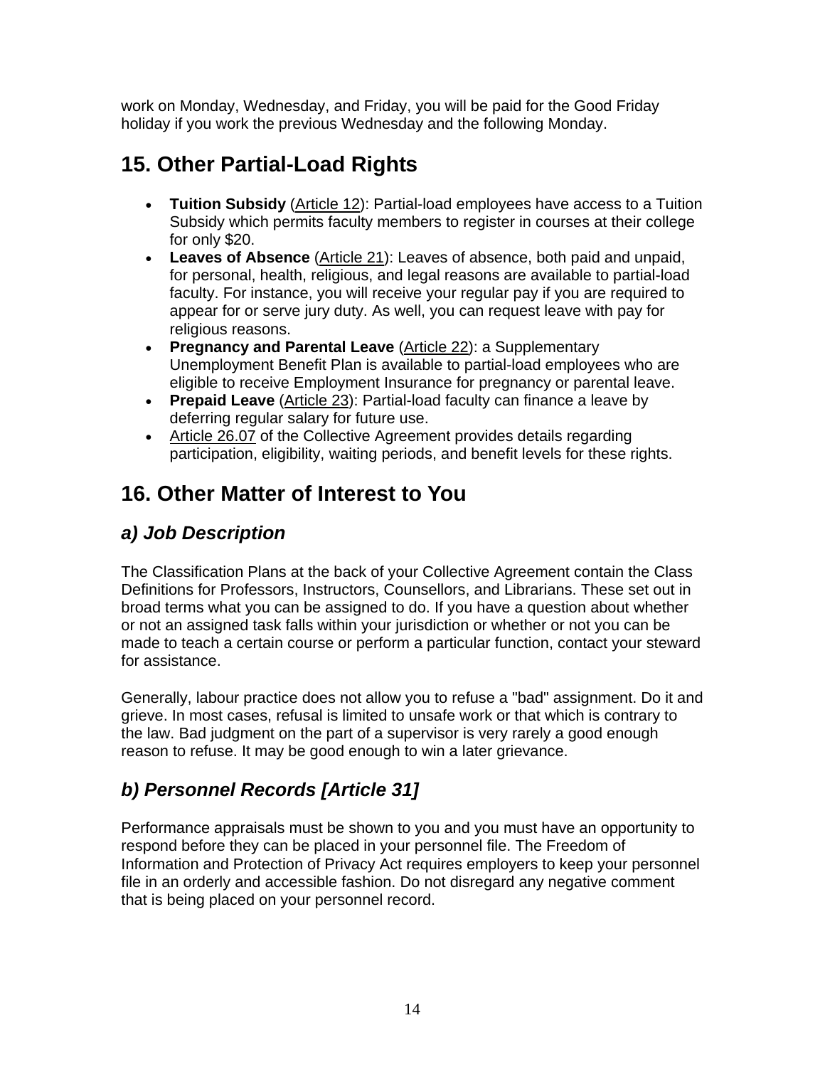work on Monday, Wednesday, and Friday, you will be paid for the Good Friday holiday if you work the previous Wednesday and the following Monday.

## 15. Other Partial-Load Rights

- **Tuition Subsidy** (Article 12): Partial-load employees have access to a Tuition Subsidy which permits faculty members to register in courses at their college for only $20.
- **Leaves of Absence** (Article 21): Leaves of absence, both paid and unpaid, for personal, health, religious, and legal reasons are available to partial-load faculty. For instance, you will receive your regular pay if you are required to appear for or serve jury duty. As well, you can request leave with pay for religious reasons.
- **Pregnancy and Parental Leave** (Article 22): a Supplementary Unemployment Benefit Plan is available to partial-load employees who are eligible to receive Employment Insurance for pregnancy or parental leave.
- **Prepaid Leave** (Article 23): Partial-load faculty can finance a leave by deferring regular salary for future use.
- Article 26.07 of the Collective Agreement provides details regarding participation, eligibility, waiting periods, and benefit levels for these rights.

## 16. Other Matter of Interest to You

### *a) Job Description*

The Classification Plans at the back of your Collective Agreement contain the Class Definitions for Professors, Instructors, Counsellors, and Librarians. These set out in broad terms what you can be assigned to do. If you have a question about whether or not an assigned task falls within your jurisdiction or whether or not you can be made to teach a certain course or perform a particular function, contact your steward for assistance.

Generally, labour practice does not allow you to refuse a "bad" assignment. Do it and grieve. In most cases, refusal is limited to unsafe work or that which is contrary to the law. Bad judgment on the part of a supervisor is very rarely a good enough reason to refuse. It may be good enough to win a later grievance.

### *b) Personnel Records [Article 31]*

Performance appraisals must be shown to you and you must have an opportunity to respond before they can be placed in your personnel file. The Freedom of Information and Protection of Privacy Act requires employers to keep your personnel file in an orderly and accessible fashion. Do not disregard any negative comment that is being placed on your personnel record.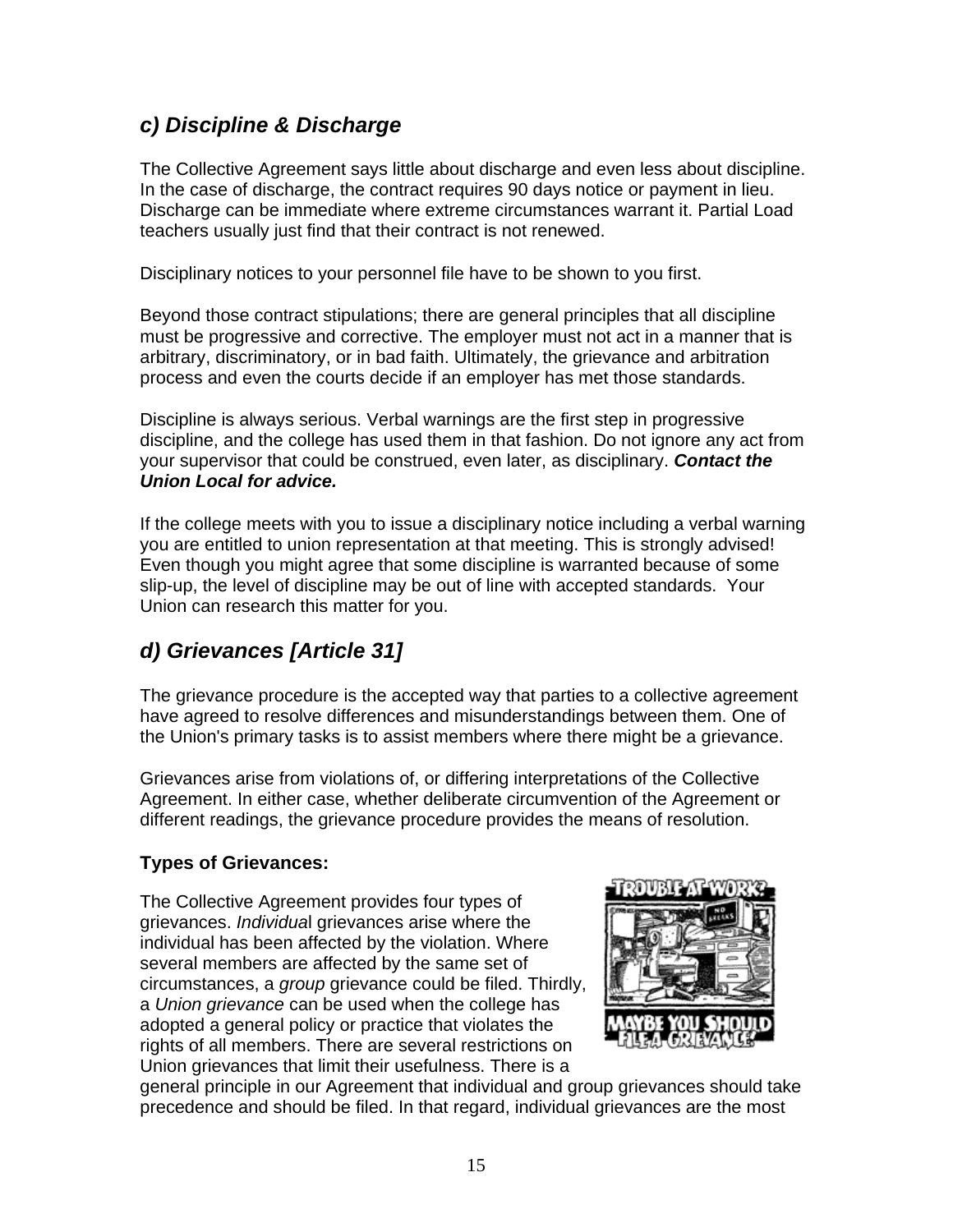## *c) Discipline & Discharge*

The Collective Agreement says little about discharge and even less about discipline. In the case of discharge, the contract requires 90 days notice or payment in lieu. Discharge can be immediate where extreme circumstances warrant it. Partial Load teachers usually just find that their contract is not renewed.

Disciplinary notices to your personnel file have to be shown to you first.

Beyond those contract stipulations; there are general principles that all discipline must be progressive and corrective. The employer must not act in a manner that is arbitrary, discriminatory, or in bad faith. Ultimately, the grievance and arbitration process and even the courts decide if an employer has met those standards.

Discipline is always serious. Verbal warnings are the first step in progressive discipline, and the college has used them in that fashion. Do not ignore any act from your supervisor that could be construed, even later, as disciplinary. ***Contact the Union Local for advice.***

If the college meets with you to issue a disciplinary notice including a verbal warning you are entitled to union representation at that meeting. This is strongly advised! Even though you might agree that some discipline is warranted because of some slip-up, the level of discipline may be out of line with accepted standards. Your Union can research this matter for you.

## *d) Grievances [Article 31]*

The grievance procedure is the accepted way that parties to a collective agreement have agreed to resolve differences and misunderstandings between them. One of the Union's primary tasks is to assist members where there might be a grievance.

Grievances arise from violations of, or differing interpretations of the Collective Agreement. In either case, whether deliberate circumvention of the Agreement or different readings, the grievance procedure provides the means of resolution.

**Types of Grievances:**

The Collective Agreement provides four types of grievances. *Individual* grievances arise where the individual has been affected by the violation. Where several members are affected by the same set of circumstances, a *group* grievance could be filed. Thirdly, a *Union grievance* can be used when the college has adopted a general policy or practice that violates the rights of all members. There are several restrictions on Union grievances that limit their usefulness. There is a general principle in our Agreement that individual and group grievances should take precedence and should be filed. In that regard, individual grievances are the most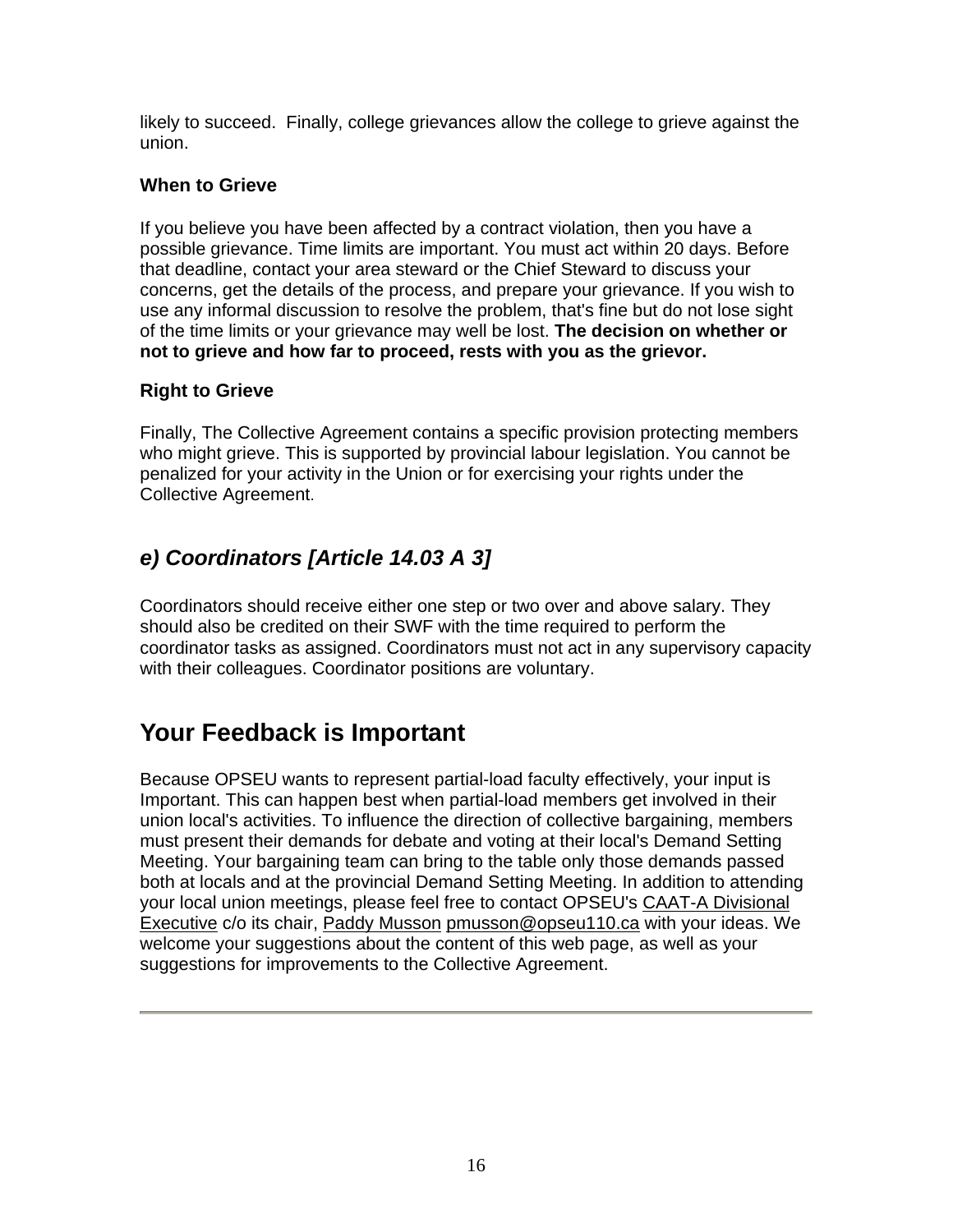likely to succeed. Finally, college grievances allow the college to grieve against the union.

### When to Grieve

If you believe you have been affected by a contract violation, then you have a possible grievance. Time limits are important. You must act within 20 days. Before that deadline, contact your area steward or the Chief Steward to discuss your concerns, get the details of the process, and prepare your grievance. If you wish to use any informal discussion to resolve the problem, that's fine but do not lose sight of the time limits or your grievance may well be lost. **The decision on whether or not to grieve and how far to proceed, rests with you as the grievor.**

### Right to Grieve

Finally, The Collective Agreement contains a specific provision protecting members who might grieve. This is supported by provincial labour legislation. You cannot be penalized for your activity in the Union or for exercising your rights under the Collective Agreement.

## *e) Coordinators [Article 14.03 A 3]*

Coordinators should receive either one step or two over and above salary. They should also be credited on their SWF with the time required to perform the coordinator tasks as assigned. Coordinators must not act in any supervisory capacity with their colleagues. Coordinator positions are voluntary.

# Your Feedback is Important

Because OPSEU wants to represent partial-load faculty effectively, your input is Important. This can happen best when partial-load members get involved in their union local's activities. To influence the direction of collective bargaining, members must present their demands for debate and voting at their local's Demand Setting Meeting. Your bargaining team can bring to the table only those demands passed both at locals and at the provincial Demand Setting Meeting. In addition to attending your local union meetings, please feel free to contact OPSEU's CAAT-A Divisional Executive c/o its chair, Paddy Musson pmusson@opseu110.ca with your ideas. We welcome your suggestions about the content of this web page, as well as your suggestions for improvements to the Collective Agreement.

---